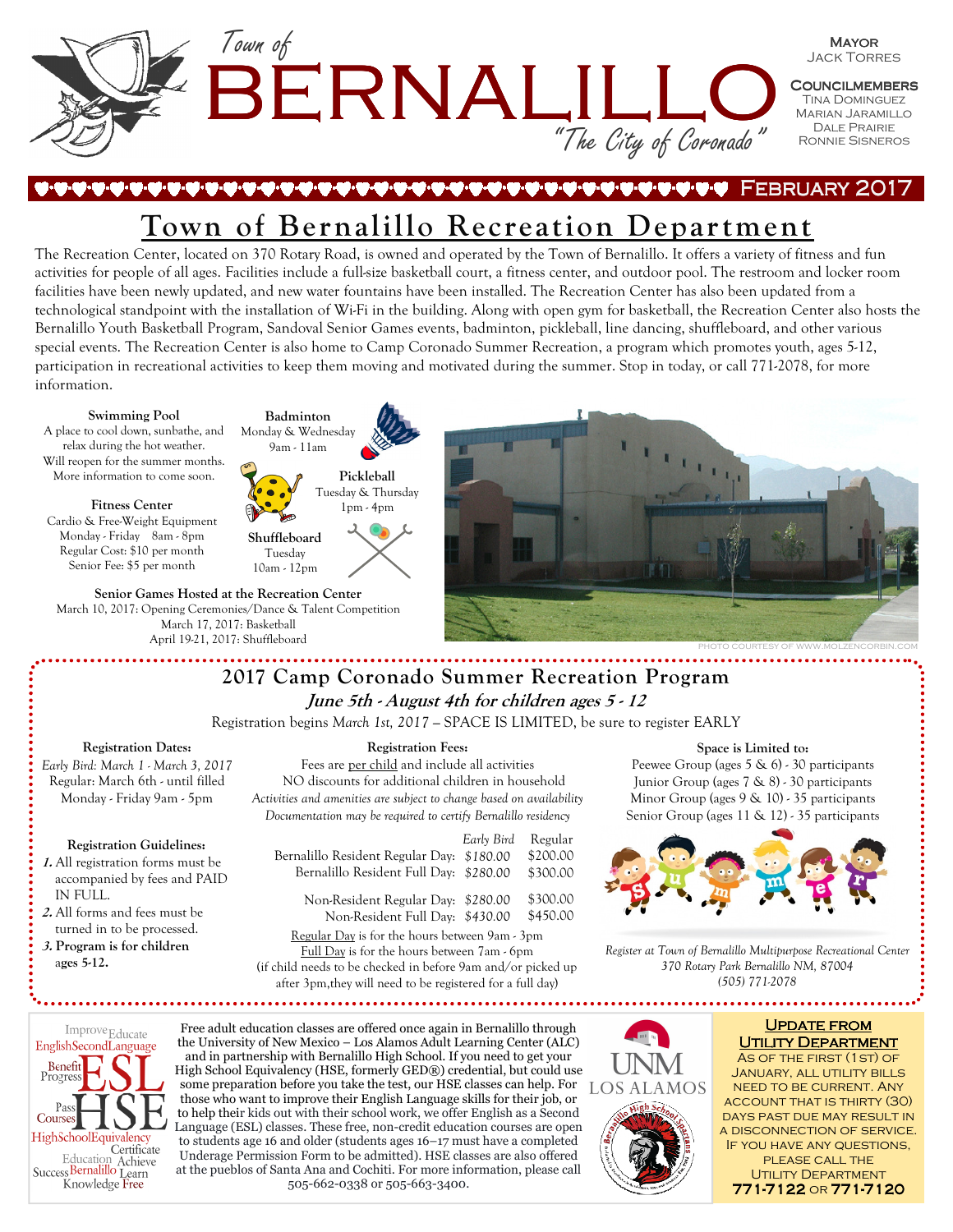# Town of BERNALILLO

*"The City of Coronado"*

**Mayor**
Jack Torres

**Councilmembers**
Tina Dominguez
Marian Jaramillo
Dale Prairie
Ronnie Sisneros

**February 2017**

## Town of Bernalillo Recreation Department

The Recreation Center, located on 370 Rotary Road, is owned and operated by the Town of Bernalillo. It offers a variety of fitness and fun activities for people of all ages. Facilities include a full-size basketball court, a fitness center, and outdoor pool. The restroom and locker room facilities have been newly updated, and new water fountains have been installed. The Recreation Center has also been updated from a technological standpoint with the installation of Wi-Fi in the building. Along with open gym for basketball, the Recreation Center also hosts the Bernalillo Youth Basketball Program, Sandoval Senior Games events, badminton, pickleball, line dancing, shuffleboard, and other various special events. The Recreation Center is also home to Camp Coronado Summer Recreation, a program which promotes youth, ages 5-12, participation in recreational activities to keep them moving and motivated during the summer. Stop in today, or call 771-2078, for more information.

**Swimming Pool**
A place to cool down, sunbathe, and relax during the hot weather. Will reopen for the summer months. More information to come soon.

**Fitness Center**
Cardio & Free-Weight Equipment
Monday - Friday 8am - 8pm
Regular Cost: $10 per month
Senior Fee: $5 per month

**Badminton**
Monday & Wednesday
9am - 11am

**Pickleball**
Tuesday & Thursday
1pm - 4pm

**Shuffleboard**
Tuesday
10am - 12pm

**Senior Games Hosted at the Recreation Center**
March 10, 2017: Opening Ceremonies/Dance & Talent Competition
March 17, 2017: Basketball
April 19-21, 2017: Shuffleboard

PHOTO COURTESY OF WWW.MOLZENCORBIN.COM

## 2017 Camp Coronado Summer Recreation Program

***June 5th - August 4th for children ages 5 - 12***

Registration begins *March 1st, 2017* – SPACE IS LIMITED, be sure to register EARLY

**Registration Dates:**
*Early Bird: March 1 - March 3, 2017*
Regular: March 6th - until filled
Monday - Friday 9am - 5pm

**Registration Guidelines:**
1. All registration forms must be accompanied by fees and PAID IN FULL.
2. All forms and fees must be turned in to be processed.
3. **Program is for children ages 5-12.**

**Registration Fees:**
Fees are per child and include all activities
NO discounts for additional children in household
*Activities and amenities are subject to change based on availability*
*Documentation may be required to certify Bernalillo residency*

| | *Early Bird* | Regular |
|---|---|---|
| Bernalillo Resident Regular Day: | *$180.00* | $200.00 |
| Bernalillo Resident Full Day: | *$280.00* | $300.00 |
| Non-Resident Regular Day: | *$280.00* | $300.00 |
| Non-Resident Full Day: | *$430.00* | $450.00 |

Regular Day is for the hours between 9am - 3pm
Full Day is for the hours between 7am - 6pm
(if child needs to be checked in before 9am and/or picked up after 3pm,they will need to be registered for a full day)

**Space is Limited to:**
Peewee Group (ages 5 & 6) - 30 participants
Junior Group (ages 7 & 8) - 30 participants
Minor Group (ages 9 & 10) - 35 participants
Senior Group (ages 11 & 12) - 35 participants

*Register at Town of Bernalillo Multipurpose Recreational Center*
*370 Rotary Park Bernalillo NM, 87004*
*(505) 771-2078*

Free adult education classes are offered once again in Bernalillo through the University of New Mexico – Los Alamos Adult Learning Center (ALC) and in partnership with Bernalillo High School. If you need to get your High School Equivalency (HSE, formerly GED®) credential, but could use some preparation before you take the test, our HSE classes can help. For those who want to improve their English Language skills for their job, or to help their kids out with their school work, we offer English as a Second Language (ESL) classes. These free, non-credit education courses are open to students age 16 and older (students ages 16–17 must have a completed Underage Permission Form to be admitted). HSE classes are also offered at the pueblos of Santa Ana and Cochiti. For more information, please call 505-662-0338 or 505-663-3400.

UNM LOS ALAMOS

### Update from Utility Department

As of the first (1st) of January, all utility bills need to be current. Any account that is thirty (30) days past due may result in a disconnection of service. If you have any questions, please call the Utility Department **771-7122** or **771-7120**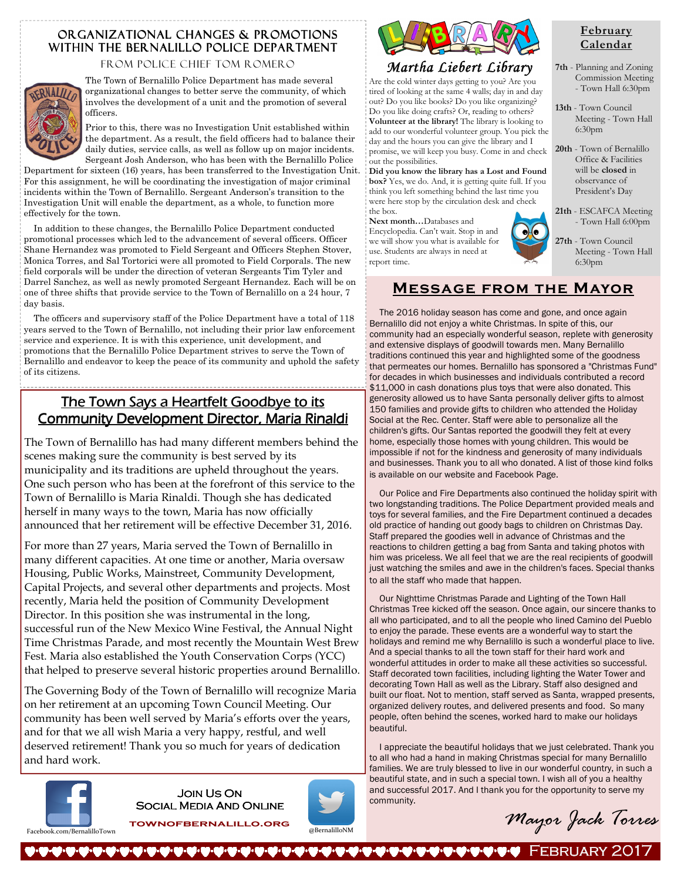## ORGANIZATIONAL CHANGES & PROMOTIONS WITHIN THE BERNALILLO POLICE DEPARTMENT

### FROM POLICE CHIEF TOM ROMERO

The Town of Bernalillo Police Department has made several organizational changes to better serve the community, of which involves the development of a unit and the promotion of several officers.

Prior to this, there was no Investigation Unit established within the department. As a result, the field officers had to balance their daily duties, service calls, as well as follow up on major incidents. Sergeant Josh Anderson, who has been with the Bernalillo Police Department for sixteen (16) years, has been transferred to the Investigation Unit. For this assignment, he will be coordinating the investigation of major criminal incidents within the Town of Bernalillo. Sergeant Anderson's transition to the Investigation Unit will enable the department, as a whole, to function more effectively for the town.

In addition to these changes, the Bernalillo Police Department conducted promotional processes which led to the advancement of several officers. Officer Shane Hernandez was promoted to Field Sergeant and Officers Stephen Stover, Monica Torres, and Sal Tortorici were all promoted to Field Corporals. The new field corporals will be under the direction of veteran Sergeants Tim Tyler and Darrel Sanchez, as well as newly promoted Sergeant Hernandez. Each will be on one of three shifts that provide service to the Town of Bernalillo on a 24 hour, 7 day basis.

The officers and supervisory staff of the Police Department have a total of 118 years served to the Town of Bernalillo, not including their prior law enforcement service and experience. It is with this experience, unit development, and promotions that the Bernalillo Police Department strives to serve the Town of Bernalillo and endeavor to keep the peace of its community and uphold the safety of its citizens.

## The Town Says a Heartfelt Goodbye to its Community Development Director, Maria Rinaldi

The Town of Bernalillo has had many different members behind the scenes making sure the community is best served by its municipality and its traditions are upheld throughout the years. One such person who has been at the forefront of this service to the Town of Bernalillo is Maria Rinaldi. Though she has dedicated herself in many ways to the town, Maria has now officially announced that her retirement will be effective December 31, 2016.

For more than 27 years, Maria served the Town of Bernalillo in many different capacities. At one time or another, Maria oversaw Housing, Public Works, Mainstreet, Community Development, Capital Projects, and several other departments and projects. Most recently, Maria held the position of Community Development Director. In this position she was instrumental in the long, successful run of the New Mexico Wine Festival, the Annual Night Time Christmas Parade, and most recently the Mountain West Brew Fest. Maria also established the Youth Conservation Corps (YCC) that helped to preserve several historic properties around Bernalillo.

The Governing Body of the Town of Bernalillo will recognize Maria on her retirement at an upcoming Town Council Meeting. Our community has been well served by Maria's efforts over the years, and for that we all wish Maria a very happy, restful, and well deserved retirement! Thank you so much for years of dedication and hard work.

Facebook.com/BernalilloTown

**Join Us On Social Media And Online**

**TOWNOFBERNALILLO.ORG**

@BernalilloNM

## LIBRARY

### *Martha Liebert Library*

Are the cold winter days getting to you? Are you tired of looking at the same 4 walls; day in and day out? Do you like books? Do you like organizing? Do you like doing crafts? Or, reading to others? **Volunteer at the library!** The library is looking to add to our wonderful volunteer group. You pick the day and the hours you can give the library and I promise, we will keep you busy. Come in and check out the possibilities.

**Did you know the library has a Lost and Found box?** Yes, we do. And, it is getting quite full. If you think you left something behind the last time you were here stop by the circulation desk and check the box.

**Next month…**Databases and Encyclopedia. Can't wait. Stop in and we will show you what is available for use. Students are always in need at report time.

## February Calendar

- **7th** - Planning and Zoning Commission Meeting - Town Hall 6:30pm
- **13th** - Town Council Meeting - Town Hall 6:30pm
- **20th** - Town of Bernalillo Office & Facilities will be **closed** in observance of President's Day
- **21th** - ESCAFCA Meeting - Town Hall 6:00pm
- **27th** - Town Council Meeting - Town Hall 6:30pm

## Message from the Mayor

The 2016 holiday season has come and gone, and once again Bernalillo did not enjoy a white Christmas. In spite of this, our community had an especially wonderful season, replete with generosity and extensive displays of goodwill towards men. Many Bernalillo traditions continued this year and highlighted some of the goodness that permeates our homes. Bernalillo has sponsored a "Christmas Fund" for decades in which businesses and individuals contributed a record $11,000 in cash donations plus toys that were also donated. This generosity allowed us to have Santa personally deliver gifts to almost 150 families and provide gifts to children who attended the Holiday Social at the Rec. Center. Staff were able to personalize all the children's gifts. Our Santas reported the goodwill they felt at every home, especially those homes with young children. This would be impossible if not for the kindness and generosity of many individuals and businesses. Thank you to all who donated. A list of those kind folks is available on our website and Facebook Page.

Our Police and Fire Departments also continued the holiday spirit with two longstanding traditions. The Police Department provided meals and toys for several families, and the Fire Department continued a decades old practice of handing out goody bags to children on Christmas Day. Staff prepared the goodies well in advance of Christmas and the reactions to children getting a bag from Santa and taking photos with him was priceless. We all feel that we are the real recipients of goodwill just watching the smiles and awe in the children's faces. Special thanks to all the staff who made that happen.

Our Nighttime Christmas Parade and Lighting of the Town Hall Christmas Tree kicked off the season. Once again, our sincere thanks to all who participated, and to all the people who lined Camino del Pueblo to enjoy the parade. These events are a wonderful way to start the holidays and remind me why Bernalillo is such a wonderful place to live. And a special thanks to all the town staff for their hard work and wonderful attitudes in order to make all these activities so successful. Staff decorated town facilities, including lighting the Water Tower and decorating Town Hall as well as the Library. Staff also designed and built our float. Not to mention, staff served as Santa, wrapped presents, organized delivery routes, and delivered presents and food. So many people, often behind the scenes, worked hard to make our holidays beautiful.

I appreciate the beautiful holidays that we just celebrated. Thank you to all who had a hand in making Christmas special for many Bernalillo families. We are truly blessed to live in our wonderful country, in such a beautiful state, and in such a special town. I wish all of you a healthy and successful 2017. And I thank you for the opportunity to serve my community.

*Mayor Jack Torres*